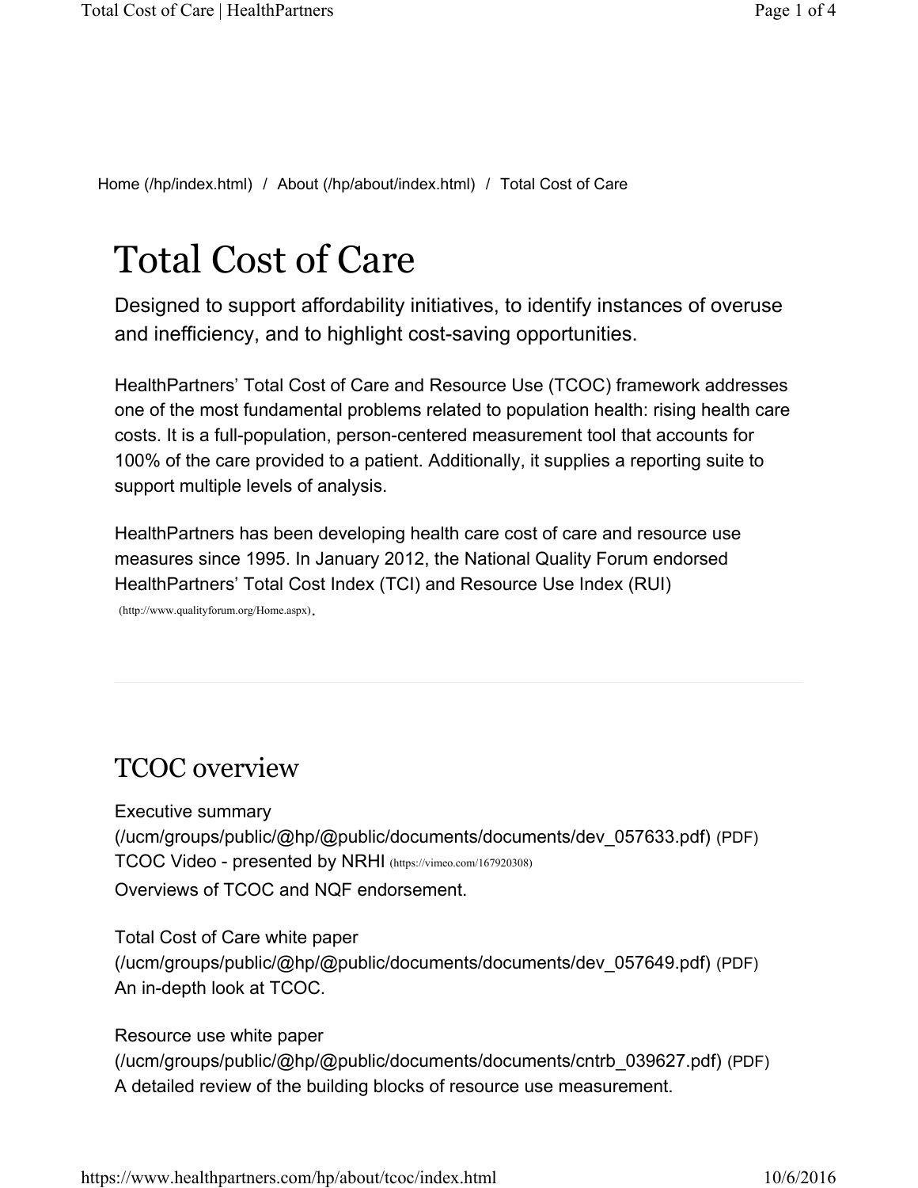Home (/hp/index.html) / About (/hp/about/index.html) / Total Cost of Care

# Total Cost of Care

Designed to support affordability initiatives, to identify instances of overuse and inefficiency, and to highlight cost-saving opportunities.

HealthPartners' Total Cost of Care and Resource Use (TCOC) framework addresses one of the most fundamental problems related to population health: rising health care costs. It is a full-population, person-centered measurement tool that accounts for 100% of the care provided to a patient. Additionally, it supplies a reporting suite to support multiple levels of analysis.

HealthPartners has been developing health care cost of care and resource use measures since 1995. In January 2012, the National Quality Forum endorsed HealthPartners' Total Cost Index (TCI) and Resource Use Index (RUI) (http://www.qualityforum.org/Home.aspx).

---

## TCOC overview

Executive summary (/ucm/groups/public/@hp/@public/documents/documents/dev_057633.pdf) (PDF)
TCOC Video - presented by NRHI (https://vimeo.com/167920308)
Overviews of TCOC and NQF endorsement.

Total Cost of Care white paper (/ucm/groups/public/@hp/@public/documents/documents/dev_057649.pdf) (PDF)
An in-depth look at TCOC.

Resource use white paper (/ucm/groups/public/@hp/@public/documents/documents/cntrb_039627.pdf) (PDF)
A detailed review of the building blocks of resource use measurement.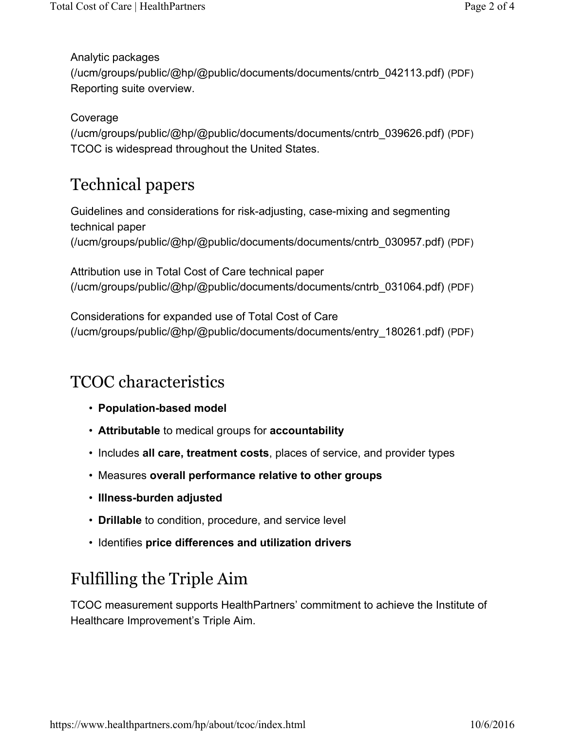Analytic packages
(/ucm/groups/public/@hp/@public/documents/documents/cntrb_042113.pdf) (PDF)
Reporting suite overview.

Coverage
(/ucm/groups/public/@hp/@public/documents/documents/cntrb_039626.pdf) (PDF)
TCOC is widespread throughout the United States.

## Technical papers

Guidelines and considerations for risk-adjusting, case-mixing and segmenting technical paper
(/ucm/groups/public/@hp/@public/documents/documents/cntrb_030957.pdf) (PDF)

Attribution use in Total Cost of Care technical paper
(/ucm/groups/public/@hp/@public/documents/documents/cntrb_031064.pdf) (PDF)

Considerations for expanded use of Total Cost of Care
(/ucm/groups/public/@hp/@public/documents/documents/entry_180261.pdf) (PDF)

## TCOC characteristics

- **Population-based model**
- **Attributable** to medical groups for **accountability**
- Includes **all care, treatment costs**, places of service, and provider types
- Measures **overall performance relative to other groups**
- **Illness-burden adjusted**
- **Drillable** to condition, procedure, and service level
- Identifies **price differences and utilization drivers**

## Fulfilling the Triple Aim

TCOC measurement supports HealthPartners' commitment to achieve the Institute of Healthcare Improvement's Triple Aim.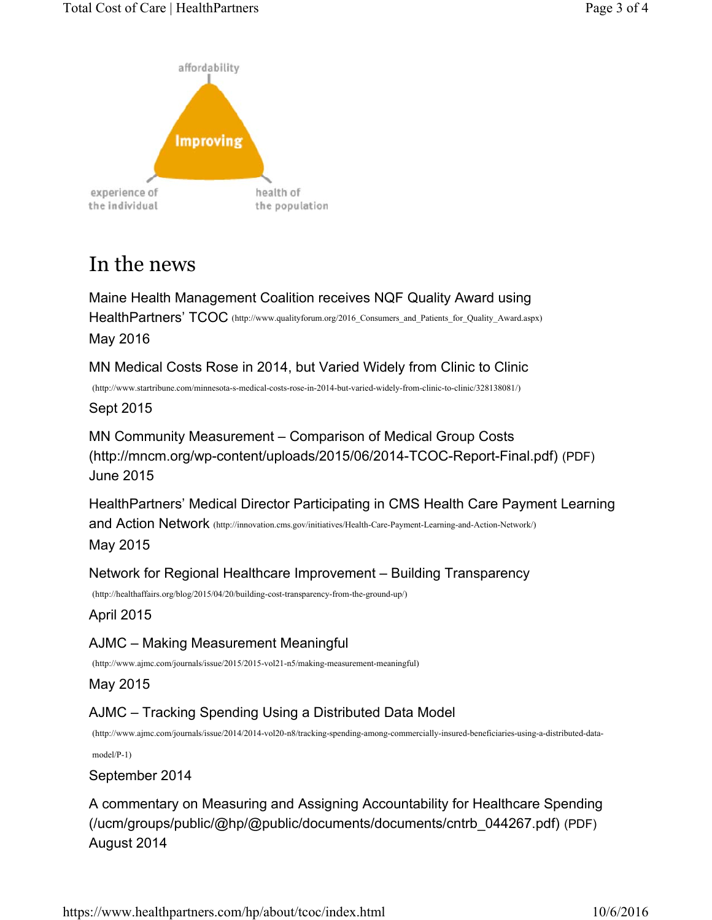affordability

Improving

experience of the individual

health of the population

# In the news

Maine Health Management Coalition receives NQF Quality Award using HealthPartners' TCOC (http://www.qualityforum.org/2016_Consumers_and_Patients_for_Quality_Award.aspx)
May 2016

MN Medical Costs Rose in 2014, but Varied Widely from Clinic to Clinic (http://www.startribune.com/minnesota-s-medical-costs-rose-in-2014-but-varied-widely-from-clinic-to-clinic/328138081/)
Sept 2015

MN Community Measurement – Comparison of Medical Group Costs (http://mncm.org/wp-content/uploads/2015/06/2014-TCOC-Report-Final.pdf) (PDF)
June 2015

HealthPartners' Medical Director Participating in CMS Health Care Payment Learning and Action Network (http://innovation.cms.gov/initiatives/Health-Care-Payment-Learning-and-Action-Network/)
May 2015

Network for Regional Healthcare Improvement – Building Transparency (http://healthaffairs.org/blog/2015/04/20/building-cost-transparency-from-the-ground-up/)
April 2015

AJMC – Making Measurement Meaningful (http://www.ajmc.com/journals/issue/2015/2015-vol21-n5/making-measurement-meaningful)
May 2015

AJMC – Tracking Spending Using a Distributed Data Model (http://www.ajmc.com/journals/issue/2014/2014-vol20-n8/tracking-spending-among-commercially-insured-beneficiaries-using-a-distributed-data-model/P-1)
September 2014

A commentary on Measuring and Assigning Accountability for Healthcare Spending (/ucm/groups/public/@hp/@public/documents/documents/cntrb_044267.pdf) (PDF)
August 2014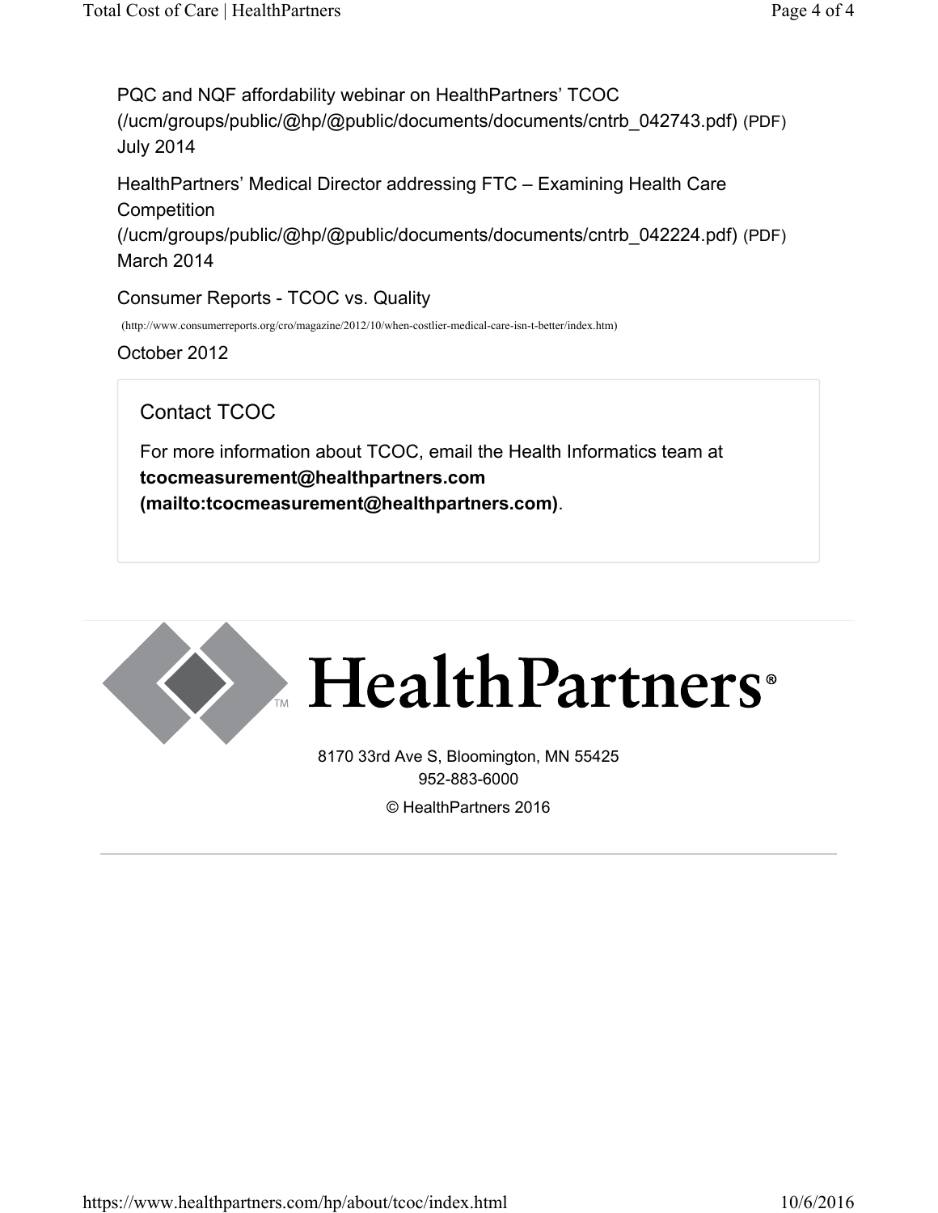PQC and NQF affordability webinar on HealthPartners' TCOC (/ucm/groups/public/@hp/@public/documents/documents/cntrb_042743.pdf) (PDF)
July 2014

HealthPartners' Medical Director addressing FTC – Examining Health Care Competition
(/ucm/groups/public/@hp/@public/documents/documents/cntrb_042224.pdf) (PDF)
March 2014

Consumer Reports - TCOC vs. Quality
(http://www.consumerreports.org/cro/magazine/2012/10/when-costlier-medical-care-isn-t-better/index.htm)
October 2012

## Contact TCOC

For more information about TCOC, email the Health Informatics team at **tcocmeasurement@healthpartners.com (mailto:tcocmeasurement@healthpartners.com)**.

HealthPartners®

8170 33rd Ave S, Bloomington, MN 55425
952-883-6000

© HealthPartners 2016